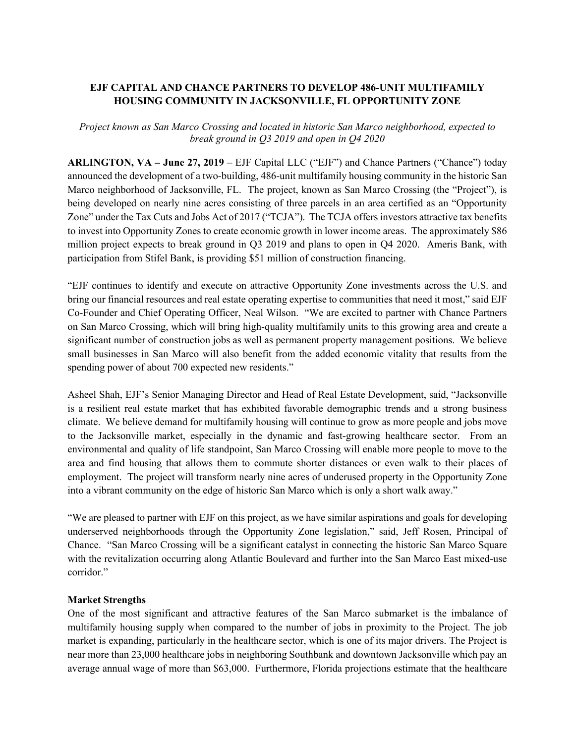# EJF CAPITAL AND CHANCE PARTNERS TO DEVELOP 486-UNIT MULTIFAMILY HOUSING COMMUNITY IN JACKSONVILLE, FL OPPORTUNITY ZONE

*Project known as San Marco Crossing and located in historic San Marco neighborhood, expected to break ground in Q3 2019 and open in Q4 2020*

**ARLINGTON, VA – June 27, 2019** – EJF Capital LLC ("EJF") and Chance Partners ("Chance") today announced the development of a two-building, 486-unit multifamily housing community in the historic San Marco neighborhood of Jacksonville, FL. The project, known as San Marco Crossing (the "Project"), is being developed on nearly nine acres consisting of three parcels in an area certified as an "Opportunity Zone" under the Tax Cuts and Jobs Act of 2017 ("TCJA"). The TCJA offers investors attractive tax benefits to invest into Opportunity Zones to create economic growth in lower income areas. The approximately $86 million project expects to break ground in Q3 2019 and plans to open in Q4 2020. Ameris Bank, with participation from Stifel Bank, is providing $51 million of construction financing.

"EJF continues to identify and execute on attractive Opportunity Zone investments across the U.S. and bring our financial resources and real estate operating expertise to communities that need it most," said EJF Co-Founder and Chief Operating Officer, Neal Wilson. "We are excited to partner with Chance Partners on San Marco Crossing, which will bring high-quality multifamily units to this growing area and create a significant number of construction jobs as well as permanent property management positions. We believe small businesses in San Marco will also benefit from the added economic vitality that results from the spending power of about 700 expected new residents."

Asheel Shah, EJF's Senior Managing Director and Head of Real Estate Development, said, "Jacksonville is a resilient real estate market that has exhibited favorable demographic trends and a strong business climate. We believe demand for multifamily housing will continue to grow as more people and jobs move to the Jacksonville market, especially in the dynamic and fast-growing healthcare sector. From an environmental and quality of life standpoint, San Marco Crossing will enable more people to move to the area and find housing that allows them to commute shorter distances or even walk to their places of employment. The project will transform nearly nine acres of underused property in the Opportunity Zone into a vibrant community on the edge of historic San Marco which is only a short walk away."

"We are pleased to partner with EJF on this project, as we have similar aspirations and goals for developing underserved neighborhoods through the Opportunity Zone legislation," said, Jeff Rosen, Principal of Chance. "San Marco Crossing will be a significant catalyst in connecting the historic San Marco Square with the revitalization occurring along Atlantic Boulevard and further into the San Marco East mixed-use corridor."

**Market Strengths**

One of the most significant and attractive features of the San Marco submarket is the imbalance of multifamily housing supply when compared to the number of jobs in proximity to the Project. The job market is expanding, particularly in the healthcare sector, which is one of its major drivers. The Project is near more than 23,000 healthcare jobs in neighboring Southbank and downtown Jacksonville which pay an average annual wage of more than $63,000. Furthermore, Florida projections estimate that the healthcare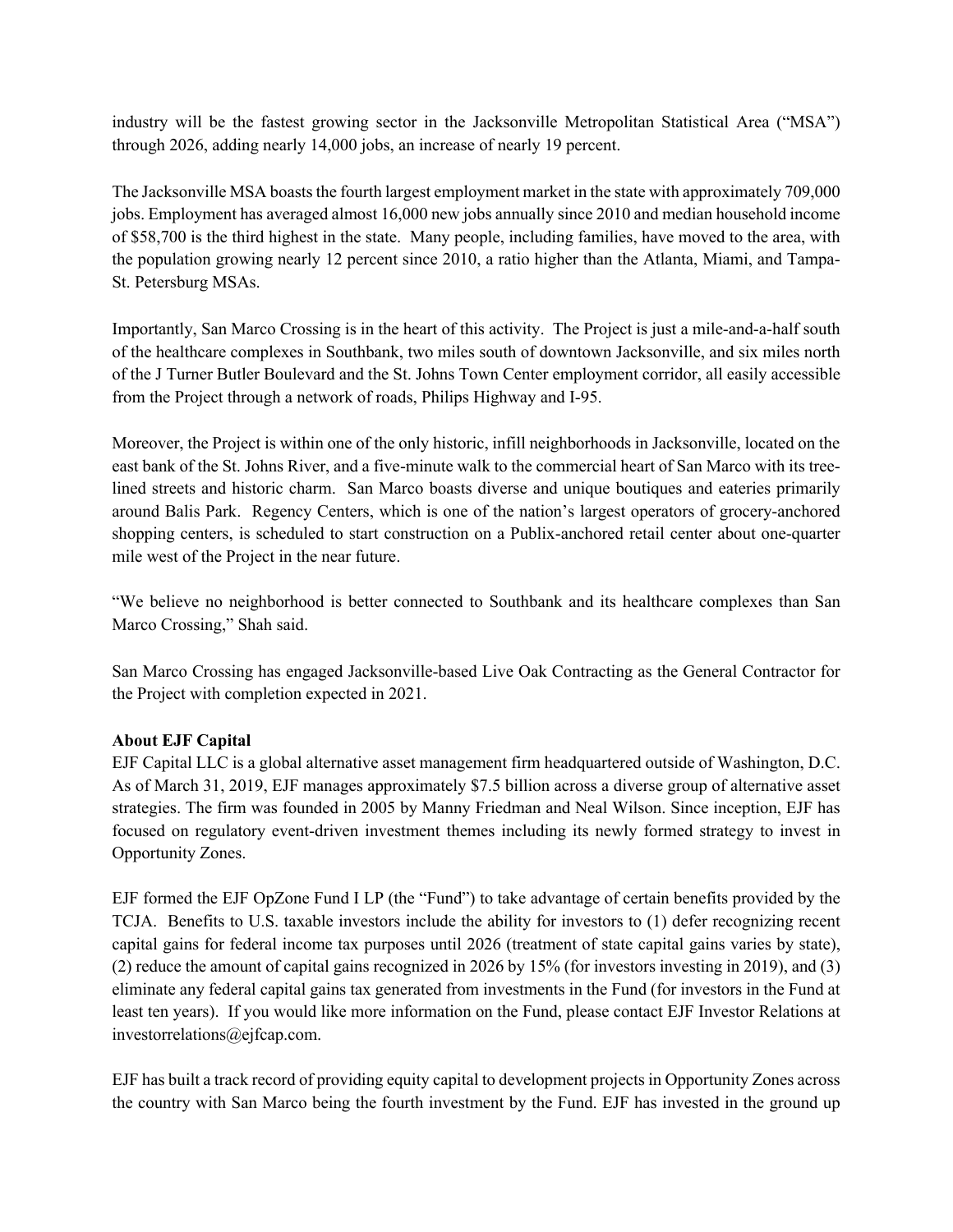industry will be the fastest growing sector in the Jacksonville Metropolitan Statistical Area ("MSA") through 2026, adding nearly 14,000 jobs, an increase of nearly 19 percent.

The Jacksonville MSA boasts the fourth largest employment market in the state with approximately 709,000 jobs. Employment has averaged almost 16,000 new jobs annually since 2010 and median household income of $58,700 is the third highest in the state. Many people, including families, have moved to the area, with the population growing nearly 12 percent since 2010, a ratio higher than the Atlanta, Miami, and Tampa-St. Petersburg MSAs.

Importantly, San Marco Crossing is in the heart of this activity. The Project is just a mile-and-a-half south of the healthcare complexes in Southbank, two miles south of downtown Jacksonville, and six miles north of the J Turner Butler Boulevard and the St. Johns Town Center employment corridor, all easily accessible from the Project through a network of roads, Philips Highway and I-95.

Moreover, the Project is within one of the only historic, infill neighborhoods in Jacksonville, located on the east bank of the St. Johns River, and a five-minute walk to the commercial heart of San Marco with its tree-lined streets and historic charm. San Marco boasts diverse and unique boutiques and eateries primarily around Balis Park. Regency Centers, which is one of the nation's largest operators of grocery-anchored shopping centers, is scheduled to start construction on a Publix-anchored retail center about one-quarter mile west of the Project in the near future.

"We believe no neighborhood is better connected to Southbank and its healthcare complexes than San Marco Crossing," Shah said.

San Marco Crossing has engaged Jacksonville-based Live Oak Contracting as the General Contractor for the Project with completion expected in 2021.

**About EJF Capital**

EJF Capital LLC is a global alternative asset management firm headquartered outside of Washington, D.C. As of March 31, 2019, EJF manages approximately $7.5 billion across a diverse group of alternative asset strategies. The firm was founded in 2005 by Manny Friedman and Neal Wilson. Since inception, EJF has focused on regulatory event-driven investment themes including its newly formed strategy to invest in Opportunity Zones.

EJF formed the EJF OpZone Fund I LP (the "Fund") to take advantage of certain benefits provided by the TCJA. Benefits to U.S. taxable investors include the ability for investors to (1) defer recognizing recent capital gains for federal income tax purposes until 2026 (treatment of state capital gains varies by state), (2) reduce the amount of capital gains recognized in 2026 by 15% (for investors investing in 2019), and (3) eliminate any federal capital gains tax generated from investments in the Fund (for investors in the Fund at least ten years). If you would like more information on the Fund, please contact EJF Investor Relations at investorrelations@ejfcap.com.

EJF has built a track record of providing equity capital to development projects in Opportunity Zones across the country with San Marco being the fourth investment by the Fund. EJF has invested in the ground up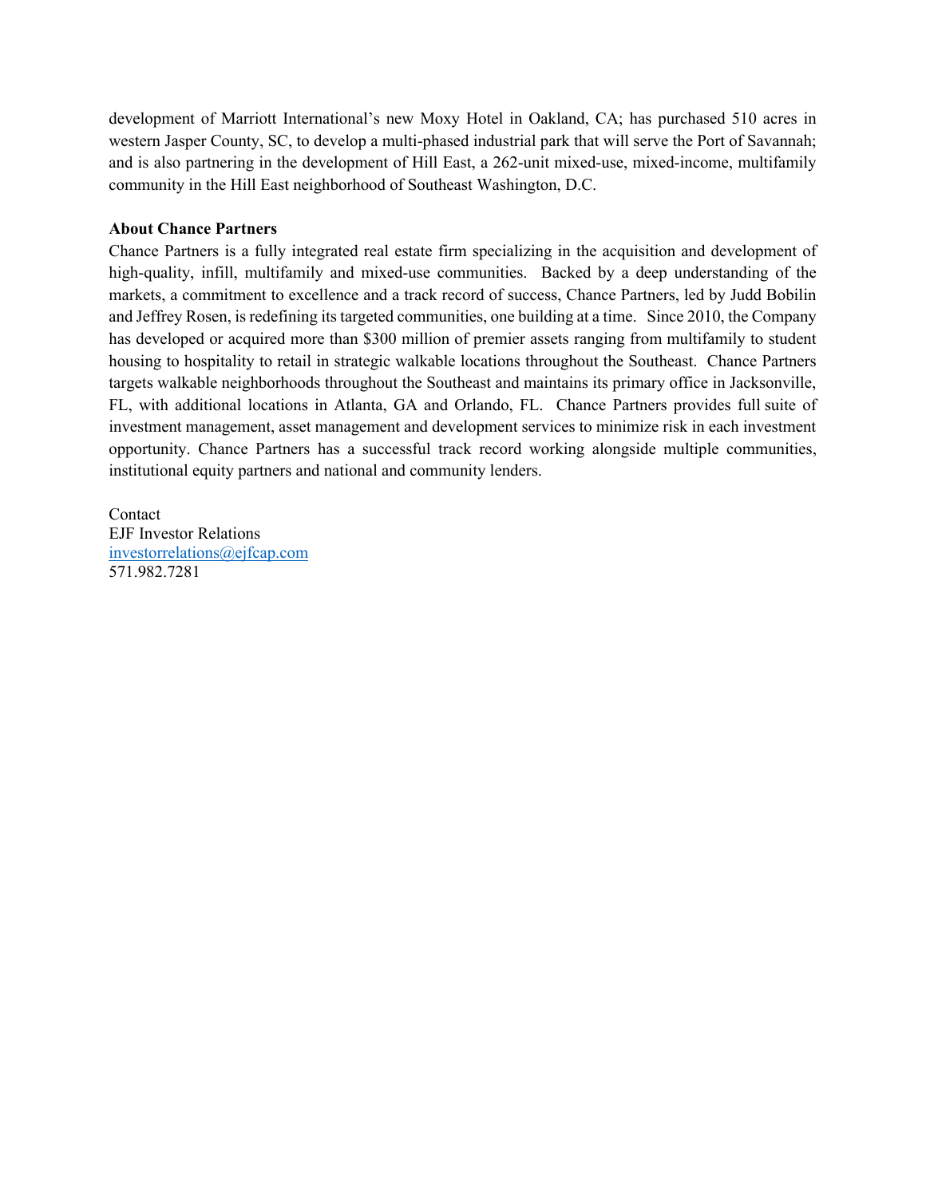development of Marriott International's new Moxy Hotel in Oakland, CA; has purchased 510 acres in western Jasper County, SC, to develop a multi-phased industrial park that will serve the Port of Savannah; and is also partnering in the development of Hill East, a 262-unit mixed-use, mixed-income, multifamily community in the Hill East neighborhood of Southeast Washington, D.C.

**About Chance Partners**

Chance Partners is a fully integrated real estate firm specializing in the acquisition and development of high-quality, infill, multifamily and mixed-use communities. Backed by a deep understanding of the markets, a commitment to excellence and a track record of success, Chance Partners, led by Judd Bobilin and Jeffrey Rosen, is redefining its targeted communities, one building at a time. Since 2010, the Company has developed or acquired more than $300 million of premier assets ranging from multifamily to student housing to hospitality to retail in strategic walkable locations throughout the Southeast. Chance Partners targets walkable neighborhoods throughout the Southeast and maintains its primary office in Jacksonville, FL, with additional locations in Atlanta, GA and Orlando, FL. Chance Partners provides full suite of investment management, asset management and development services to minimize risk in each investment opportunity. Chance Partners has a successful track record working alongside multiple communities, institutional equity partners and national and community lenders.

Contact
EJF Investor Relations
investorrelations@ejfcap.com
571.982.7281